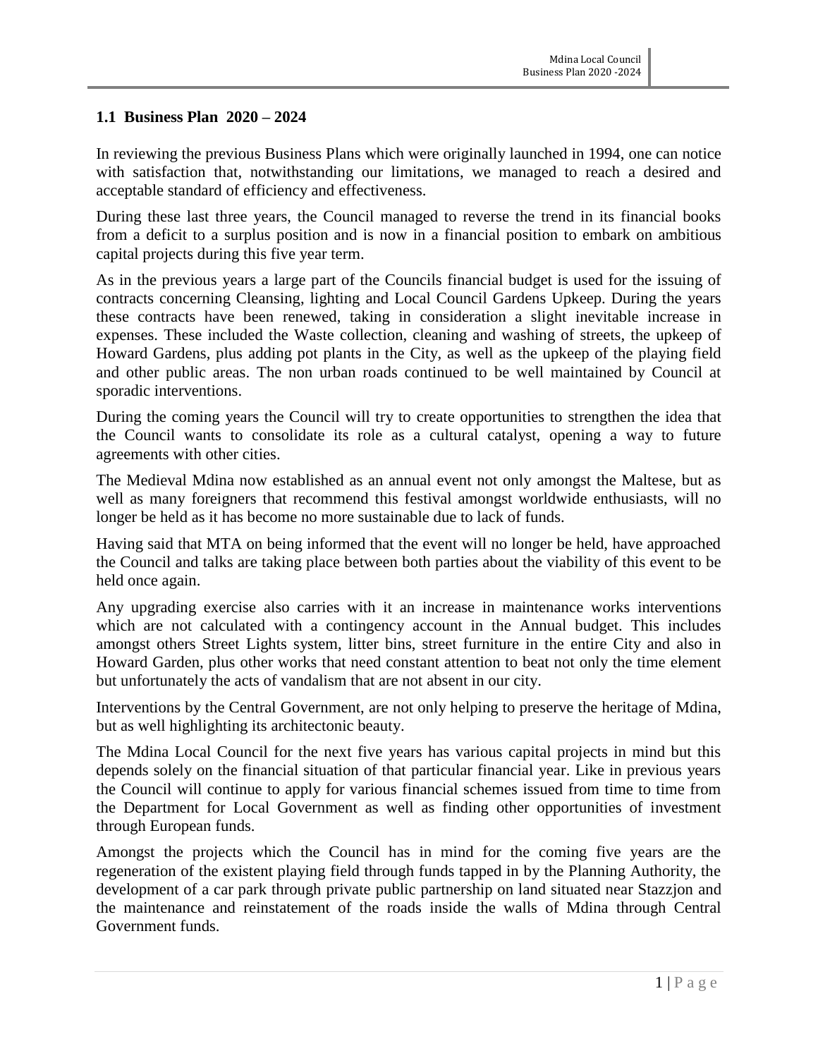## 1.1 Business Plan 2020 – 2024

In reviewing the previous Business Plans which were originally launched in 1994, one can notice with satisfaction that, notwithstanding our limitations, we managed to reach a desired and acceptable standard of efficiency and effectiveness.

During these last three years, the Council managed to reverse the trend in its financial books from a deficit to a surplus position and is now in a financial position to embark on ambitious capital projects during this five year term.

As in the previous years a large part of the Councils financial budget is used for the issuing of contracts concerning Cleansing, lighting and Local Council Gardens Upkeep. During the years these contracts have been renewed, taking in consideration a slight inevitable increase in expenses. These included the Waste collection, cleaning and washing of streets, the upkeep of Howard Gardens, plus adding pot plants in the City, as well as the upkeep of the playing field and other public areas. The non urban roads continued to be well maintained by Council at sporadic interventions.

During the coming years the Council will try to create opportunities to strengthen the idea that the Council wants to consolidate its role as a cultural catalyst, opening a way to future agreements with other cities.

The Medieval Mdina now established as an annual event not only amongst the Maltese, but as well as many foreigners that recommend this festival amongst worldwide enthusiasts, will no longer be held as it has become no more sustainable due to lack of funds.

Having said that MTA on being informed that the event will no longer be held, have approached the Council and talks are taking place between both parties about the viability of this event to be held once again.

Any upgrading exercise also carries with it an increase in maintenance works interventions which are not calculated with a contingency account in the Annual budget. This includes amongst others Street Lights system, litter bins, street furniture in the entire City and also in Howard Garden, plus other works that need constant attention to beat not only the time element but unfortunately the acts of vandalism that are not absent in our city.

Interventions by the Central Government, are not only helping to preserve the heritage of Mdina, but as well highlighting its architectonic beauty.

The Mdina Local Council for the next five years has various capital projects in mind but this depends solely on the financial situation of that particular financial year. Like in previous years the Council will continue to apply for various financial schemes issued from time to time from the Department for Local Government as well as finding other opportunities of investment through European funds.

Amongst the projects which the Council has in mind for the coming five years are the regeneration of the existent playing field through funds tapped in by the Planning Authority, the development of a car park through private public partnership on land situated near Stazzjon and the maintenance and reinstatement of the roads inside the walls of Mdina through Central Government funds.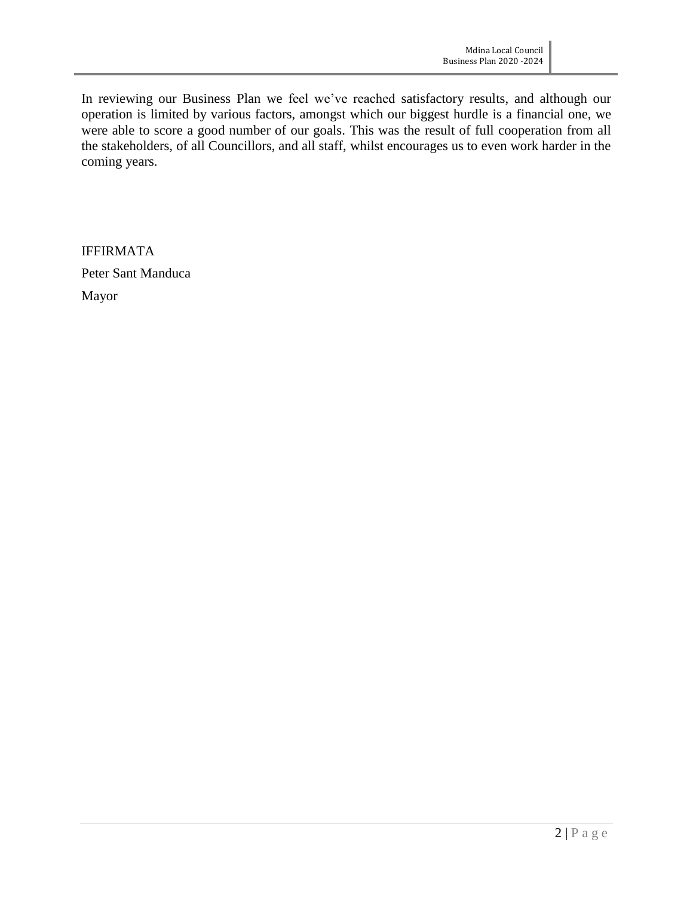In reviewing our Business Plan we feel we've reached satisfactory results, and although our operation is limited by various factors, amongst which our biggest hurdle is a financial one, we were able to score a good number of our goals. This was the result of full cooperation from all the stakeholders, of all Councillors, and all staff, whilst encourages us to even work harder in the coming years.

IFFIRMATA

Peter Sant Manduca

Mayor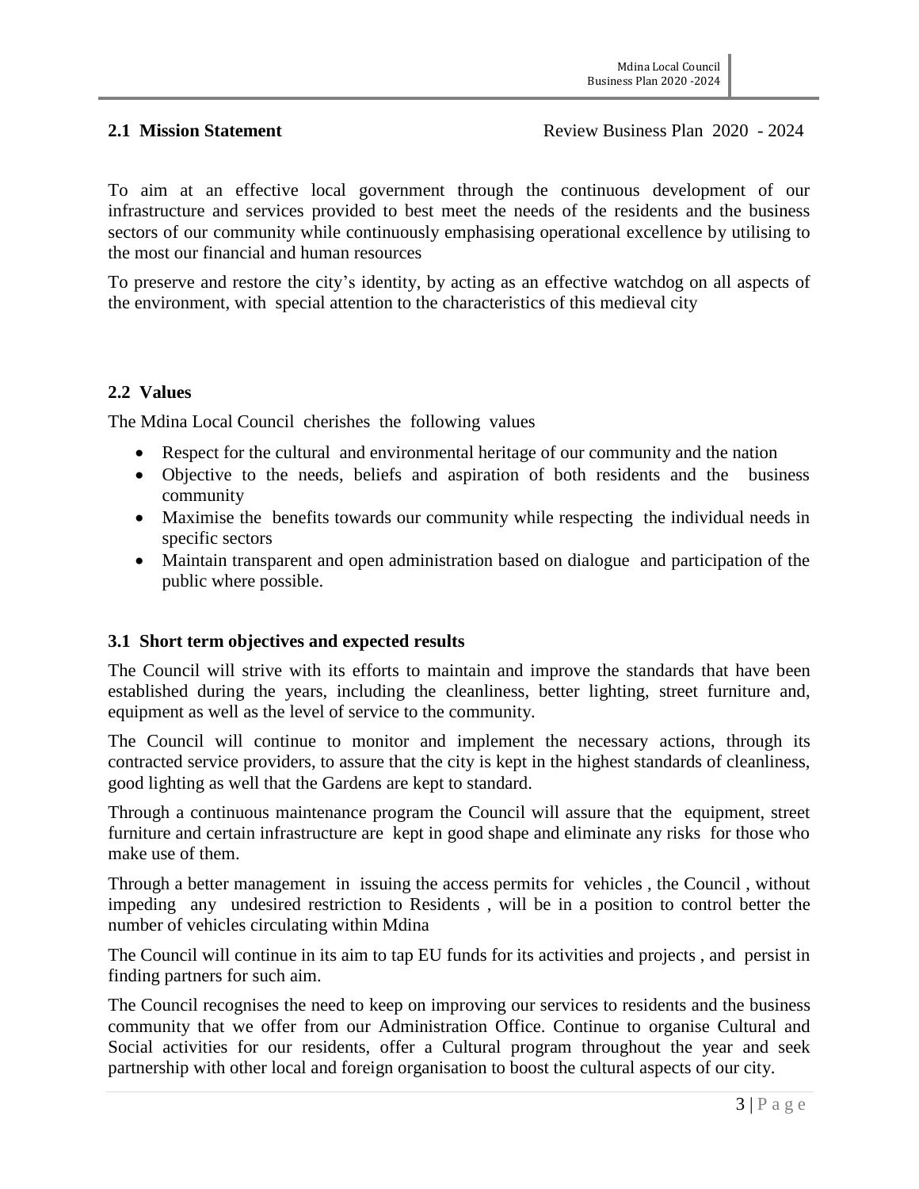## 2.1 Mission Statement

Review Business Plan 2020 - 2024

To aim at an effective local government through the continuous development of our infrastructure and services provided to best meet the needs of the residents and the business sectors of our community while continuously emphasising operational excellence by utilising to the most our financial and human resources

To preserve and restore the city's identity, by acting as an effective watchdog on all aspects of the environment, with special attention to the characteristics of this medieval city

## 2.2 Values

The Mdina Local Council cherishes the following values

- Respect for the cultural and environmental heritage of our community and the nation
- Objective to the needs, beliefs and aspiration of both residents and the business community
- Maximise the benefits towards our community while respecting the individual needs in specific sectors
- Maintain transparent and open administration based on dialogue and participation of the public where possible.

## 3.1 Short term objectives and expected results

The Council will strive with its efforts to maintain and improve the standards that have been established during the years, including the cleanliness, better lighting, street furniture and, equipment as well as the level of service to the community.

The Council will continue to monitor and implement the necessary actions, through its contracted service providers, to assure that the city is kept in the highest standards of cleanliness, good lighting as well that the Gardens are kept to standard.

Through a continuous maintenance program the Council will assure that the equipment, street furniture and certain infrastructure are kept in good shape and eliminate any risks for those who make use of them.

Through a better management in issuing the access permits for vehicles , the Council , without impeding any undesired restriction to Residents , will be in a position to control better the number of vehicles circulating within Mdina

The Council will continue in its aim to tap EU funds for its activities and projects , and persist in finding partners for such aim.

The Council recognises the need to keep on improving our services to residents and the business community that we offer from our Administration Office. Continue to organise Cultural and Social activities for our residents, offer a Cultural program throughout the year and seek partnership with other local and foreign organisation to boost the cultural aspects of our city.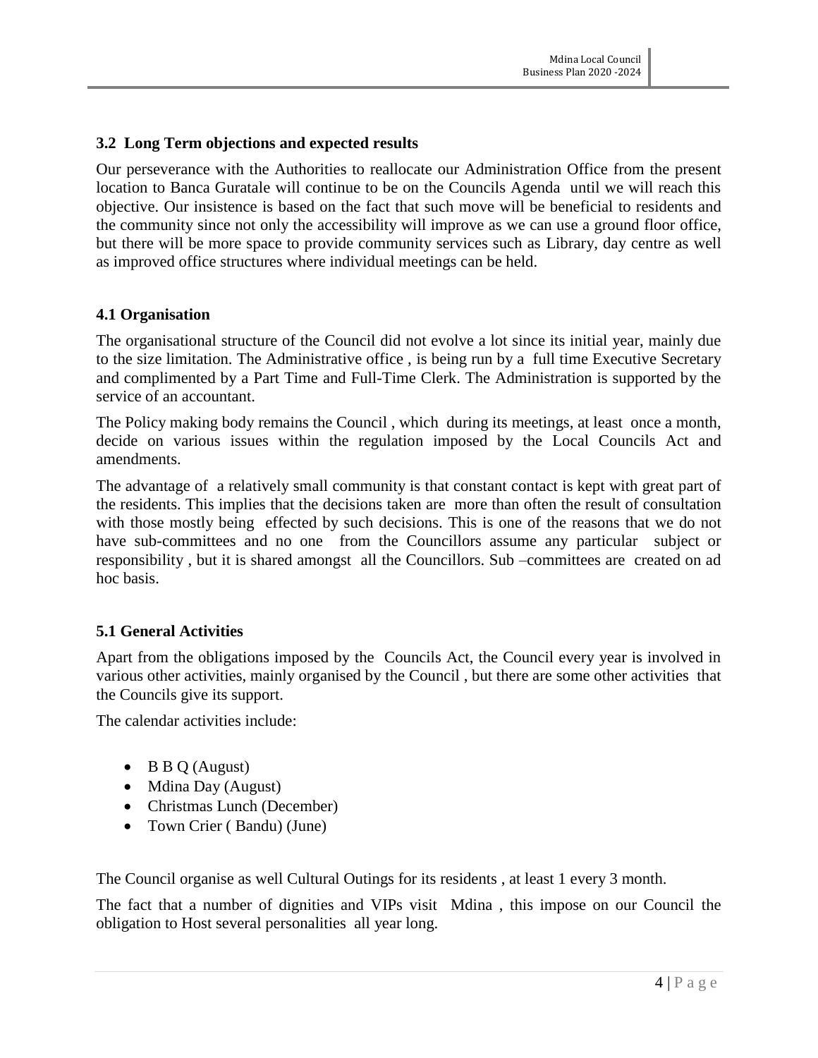### 3.2 Long Term objections and expected results

Our perseverance with the Authorities to reallocate our Administration Office from the present location to Banca Guratale will continue to be on the Councils Agenda until we will reach this objective. Our insistence is based on the fact that such move will be beneficial to residents and the community since not only the accessibility will improve as we can use a ground floor office, but there will be more space to provide community services such as Library, day centre as well as improved office structures where individual meetings can be held.

### 4.1 Organisation

The organisational structure of the Council did not evolve a lot since its initial year, mainly due to the size limitation. The Administrative office , is being run by a full time Executive Secretary and complimented by a Part Time and Full-Time Clerk. The Administration is supported by the service of an accountant.

The Policy making body remains the Council , which during its meetings, at least once a month, decide on various issues within the regulation imposed by the Local Councils Act and amendments.

The advantage of a relatively small community is that constant contact is kept with great part of the residents. This implies that the decisions taken are more than often the result of consultation with those mostly being effected by such decisions. This is one of the reasons that we do not have sub-committees and no one from the Councillors assume any particular subject or responsibility , but it is shared amongst all the Councillors. Sub –committees are created on ad hoc basis.

### 5.1 General Activities

Apart from the obligations imposed by the Councils Act, the Council every year is involved in various other activities, mainly organised by the Council , but there are some other activities that the Councils give its support.

The calendar activities include:

- B B Q (August)
- Mdina Day (August)
- Christmas Lunch (December)
- Town Crier ( Bandu) (June)

The Council organise as well Cultural Outings for its residents , at least 1 every 3 month.

The fact that a number of dignities and VIPs visit Mdina , this impose on our Council the obligation to Host several personalities all year long.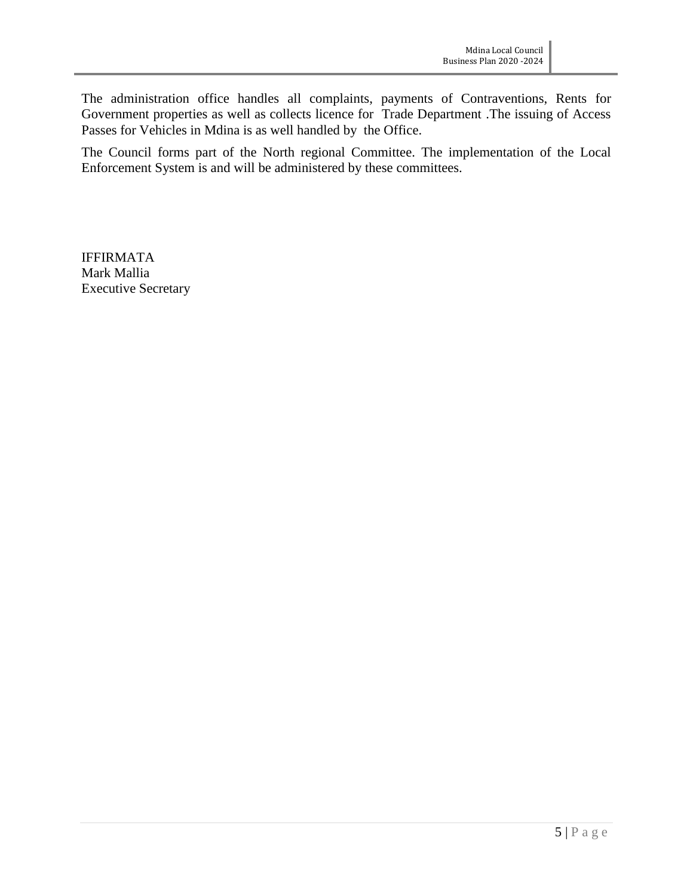The administration office handles all complaints, payments of Contraventions, Rents for Government properties as well as collects licence for Trade Department .The issuing of Access Passes for Vehicles in Mdina is as well handled by the Office.

The Council forms part of the North regional Committee. The implementation of the Local Enforcement System is and will be administered by these committees.

IFFIRMATA  
Mark Mallia  
Executive Secretary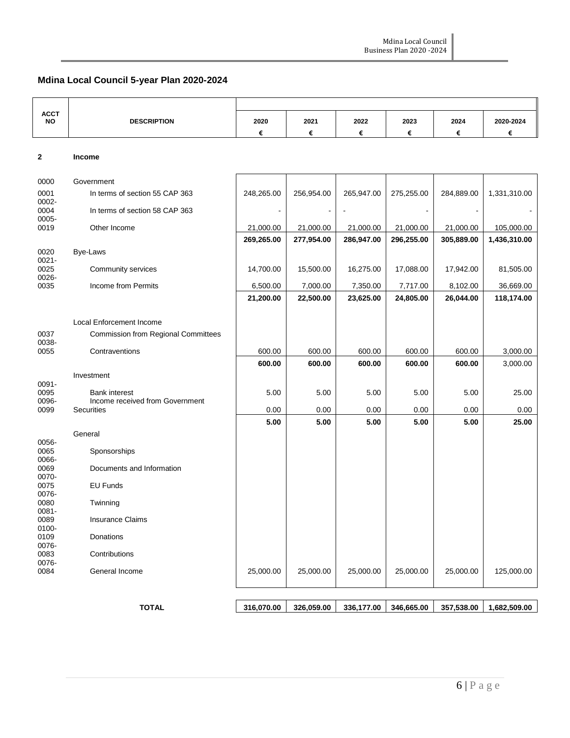## Mdina Local Council 5-year Plan 2020-2024

| ACCT NO | DESCRIPTION | 2020 € | 2021 € | 2022 € | 2023 € | 2024 € | 2020-2024 € |
|---|---|---|---|---|---|---|---|
| **2** | **Income** | | | | | | |
| 0000 | Government | | | | | | |
| 0001 | In terms of section 55 CAP 363 | 248,265.00 | 256,954.00 | 265,947.00 | 275,255.00 | 284,889.00 | 1,331,310.00 |
| 0002-0004 | In terms of section 58 CAP 363 | - | - | - | - | - | - |
| 0005-0019 | Other Income | 21,000.00 | 21,000.00 | 21,000.00 | 21,000.00 | 21,000.00 | 105,000.00 |
| | | **269,265.00** | **277,954.00** | **286,947.00** | **296,255.00** | **305,889.00** | **1,436,310.00** |
| 0020 | Bye-Laws | | | | | | |
| 0021-0025 | Community services | 14,700.00 | 15,500.00 | 16,275.00 | 17,088.00 | 17,942.00 | 81,505.00 |
| 0026-0035 | Income from Permits | 6,500.00 | 7,000.00 | 7,350.00 | 7,717.00 | 8,102.00 | 36,669.00 |
| | | **21,200.00** | **22,500.00** | **23,625.00** | **24,805.00** | **26,044.00** | **118,174.00** |
| | Local Enforcement Income | | | | | | |
| 0037 | Commission from Regional Committees | | | | | | |
| 0038-0055 | Contraventions | 600.00 | 600.00 | 600.00 | 600.00 | 600.00 | 3,000.00 |
| | | **600.00** | **600.00** | **600.00** | **600.00** | **600.00** | 3,000.00 |
| | Investment | | | | | | |
| 0091-0095 | Bank interest | 5.00 | 5.00 | 5.00 | 5.00 | 5.00 | 25.00 |
| 0096-0099 | Income received from Government Securities | 0.00 | 0.00 | 0.00 | 0.00 | 0.00 | 0.00 |
| | | **5.00** | **5.00** | **5.00** | **5.00** | **5.00** | **25.00** |
| | General | | | | | | |
| 0056-0065 | Sponsorships | | | | | | |
| 0066-0069 | Documents and Information | | | | | | |
| 0070-0075 | EU Funds | | | | | | |
| 0076-0080 | Twinning | | | | | | |
| 0081-0089 | Insurance Claims | | | | | | |
| 0100-0109 | Donations | | | | | | |
| 0076-0083 | Contributions | | | | | | |
| 0076-0084 | General Income | 25,000.00 | 25,000.00 | 25,000.00 | 25,000.00 | 25,000.00 | 125,000.00 |
| | **TOTAL** | **316,070.00** | **326,059.00** | **336,177.00** | **346,665.00** | **357,538.00** | **1,682,509.00** |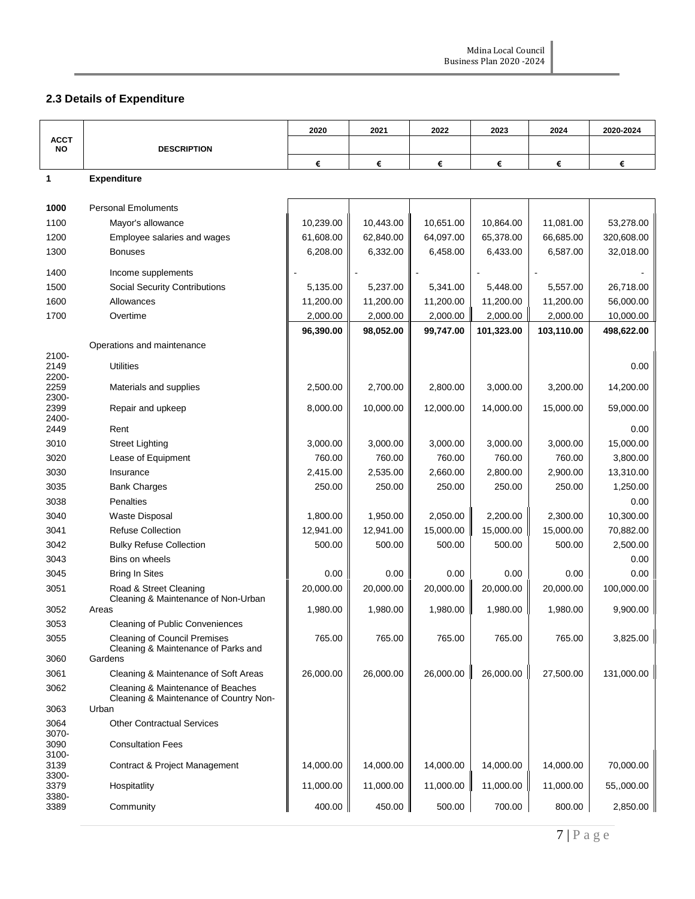## 2.3 Details of Expenditure

| ACCT NO | DESCRIPTION | 2020 | 2021 | 2022 | 2023 | 2024 | 2020-2024 |
|---|---|---|---|---|---|---|---|
| | | € | € | € | € | € | € |
| **1** | **Expenditure** | | | | | | |
| **1000** | Personal Emoluments | | | | | | |
| 1100 | Mayor's allowance | 10,239.00 | 10,443.00 | 10,651.00 | 10,864.00 | 11,081.00 | 53,278.00 |
| 1200 | Employee salaries and wages | 61,608.00 | 62,840.00 | 64,097.00 | 65,378.00 | 66,685.00 | 320,608.00 |
| 1300 | Bonuses | 6,208.00 | 6,332.00 | 6,458.00 | 6,433.00 | 6,587.00 | 32,018.00 |
| 1400 | Income supplements | - | - | - | - | - | - |
| 1500 | Social Security Contributions | 5,135.00 | 5,237.00 | 5,341.00 | 5,448.00 | 5,557.00 | 26,718.00 |
| 1600 | Allowances | 11,200.00 | 11,200.00 | 11,200.00 | 11,200.00 | 11,200.00 | 56,000.00 |
| 1700 | Overtime | 2,000.00 | 2,000.00 | 2,000.00 | 2,000.00 | 2,000.00 | 10,000.00 |
| | | **96,390.00** | **98,052.00** | **99,747.00** | **101,323.00** | **103,110.00** | **498,622.00** |
| | Operations and maintenance | | | | | | |
| 2100-2149 | Utilities | | | | | | 0.00 |
| 2200-2259 | Materials and supplies | 2,500.00 | 2,700.00 | 2,800.00 | 3,000.00 | 3,200.00 | 14,200.00 |
| 2300-2399 | Repair and upkeep | 8,000.00 | 10,000.00 | 12,000.00 | 14,000.00 | 15,000.00 | 59,000.00 |
| 2400-2449 | Rent | | | | | | 0.00 |
| 3010 | Street Lighting | 3,000.00 | 3,000.00 | 3,000.00 | 3,000.00 | 3,000.00 | 15,000.00 |
| 3020 | Lease of Equipment | 760.00 | 760.00 | 760.00 | 760.00 | 760.00 | 3,800.00 |
| 3030 | Insurance | 2,415.00 | 2,535.00 | 2,660.00 | 2,800.00 | 2,900.00 | 13,310.00 |
| 3035 | Bank Charges | 250.00 | 250.00 | 250.00 | 250.00 | 250.00 | 1,250.00 |
| 3038 | Penalties | | | | | | 0.00 |
| 3040 | Waste Disposal | 1,800.00 | 1,950.00 | 2,050.00 | 2,200.00 | 2,300.00 | 10,300.00 |
| 3041 | Refuse Collection | 12,941.00 | 12,941.00 | 15,000.00 | 15,000.00 | 15,000.00 | 70,882.00 |
| 3042 | Bulky Refuse Collection | 500.00 | 500.00 | 500.00 | 500.00 | 500.00 | 2,500.00 |
| 3043 | Bins on wheels | | | | | | 0.00 |
| 3045 | Bring In Sites | 0.00 | 0.00 | 0.00 | 0.00 | 0.00 | 0.00 |
| 3051 | Road & Street Cleaning | 20,000.00 | 20,000.00 | 20,000.00 | 20,000.00 | 20,000.00 | 100,000.00 |
| 3052 | Cleaning & Maintenance of Non-Urban Areas | 1,980.00 | 1,980.00 | 1,980.00 | 1,980.00 | 1,980.00 | 9,900.00 |
| 3053 | Cleaning of Public Conveniences | | | | | | |
| 3055 | Cleaning of Council Premises | 765.00 | 765.00 | 765.00 | 765.00 | 765.00 | 3,825.00 |
| 3060 | Cleaning & Maintenance of Parks and Gardens | | | | | | |
| 3061 | Cleaning & Maintenance of Soft Areas | 26,000.00 | 26,000.00 | 26,000.00 | 26,000.00 | 27,500.00 | 131,000.00 |
| 3062 | Cleaning & Maintenance of Beaches | | | | | | |
| 3063 | Cleaning & Maintenance of Country Non-Urban | | | | | | |
| 3064 | Other Contractual Services | | | | | | |
| 3070-3090 | Consultation Fees | | | | | | |
| 3100-3139 | Contract & Project Management | 14,000.00 | 14,000.00 | 14,000.00 | 14,000.00 | 14,000.00 | 70,000.00 |
| 3300-3379 | Hospitatlity | 11,000.00 | 11,000.00 | 11,000.00 | 11,000.00 | 11,000.00 | 55,,000.00 |
| 3380-3389 | Community | 400.00 | 450.00 | 500.00 | 700.00 | 800.00 | 2,850.00 |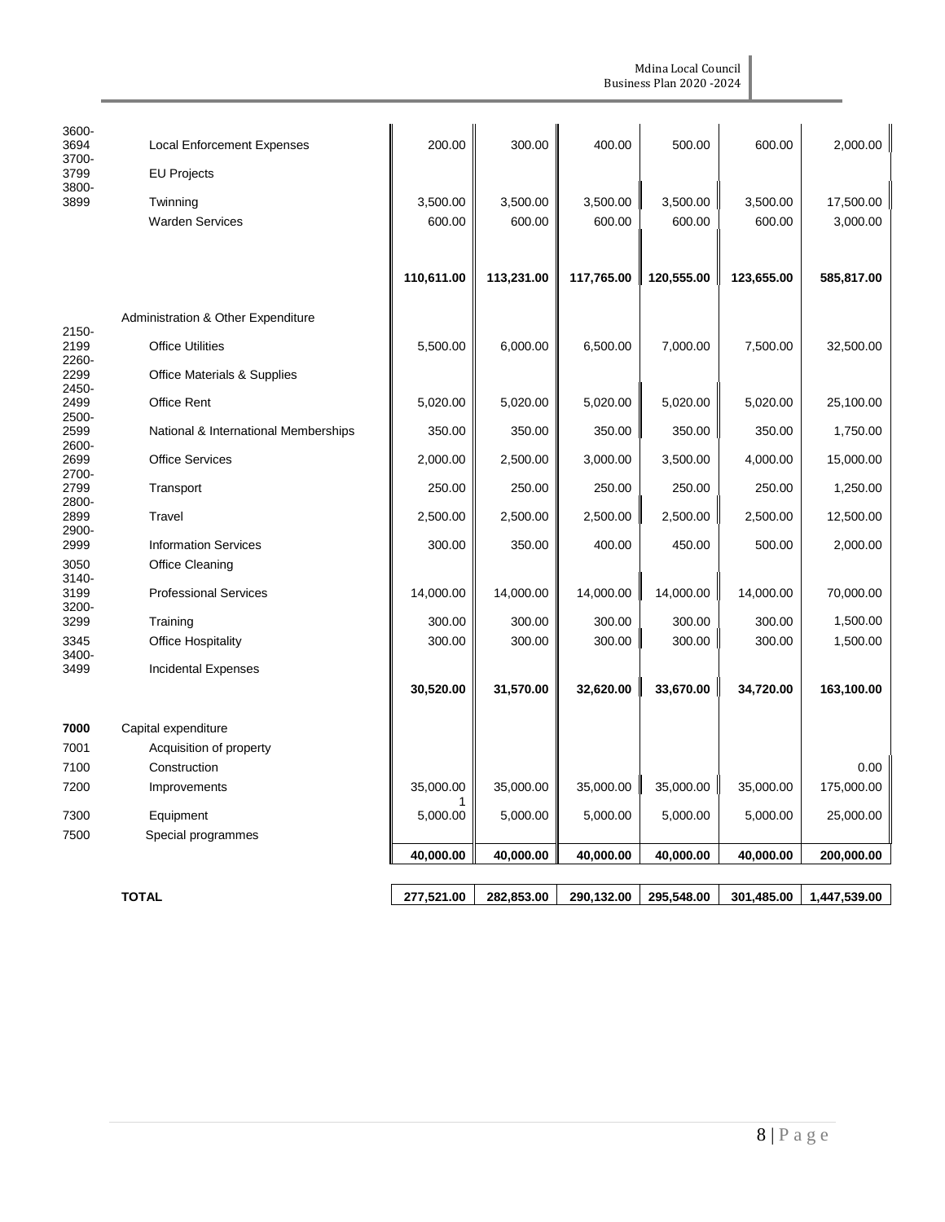| Code | Item | | | | | | |
|---|---|---|---|---|---|---|---|
| 3600-3694 | Local Enforcement Expenses | 200.00 | 300.00 | 400.00 | 500.00 | 600.00 | 2,000.00 |
| 3700-3799 | EU Projects | | | | | | |
| 3800-3899 | Twinning | 3,500.00 | 3,500.00 | 3,500.00 | 3,500.00 | 3,500.00 | 17,500.00 |
| | Warden Services | 600.00 | 600.00 | 600.00 | 600.00 | 600.00 | 3,000.00 |
| | | **110,611.00** | **113,231.00** | **117,765.00** | **120,555.00** | **123,655.00** | **585,817.00** |
| | Administration & Other Expenditure | | | | | | |
| 2150-2199 | Office Utilities | 5,500.00 | 6,000.00 | 6,500.00 | 7,000.00 | 7,500.00 | 32,500.00 |
| 2260-2299 | Office Materials & Supplies | | | | | | |
| 2450-2499 | Office Rent | 5,020.00 | 5,020.00 | 5,020.00 | 5,020.00 | 5,020.00 | 25,100.00 |
| 2500-2599 | National & International Memberships | 350.00 | 350.00 | 350.00 | 350.00 | 350.00 | 1,750.00 |
| 2600-2699 | Office Services | 2,000.00 | 2,500.00 | 3,000.00 | 3,500.00 | 4,000.00 | 15,000.00 |
| 2700-2799 | Transport | 250.00 | 250.00 | 250.00 | 250.00 | 250.00 | 1,250.00 |
| 2800-2899 | Travel | 2,500.00 | 2,500.00 | 2,500.00 | 2,500.00 | 2,500.00 | 12,500.00 |
| 2900-2999 | Information Services | 300.00 | 350.00 | 400.00 | 450.00 | 500.00 | 2,000.00 |
| 3050 | Office Cleaning | | | | | | |
| 3140-3199 | Professional Services | 14,000.00 | 14,000.00 | 14,000.00 | 14,000.00 | 14,000.00 | 70,000.00 |
| 3200-3299 | Training | 300.00 | 300.00 | 300.00 | 300.00 | 300.00 | 1,500.00 |
| 3345 | Office Hospitality | 300.00 | 300.00 | 300.00 | 300.00 | 300.00 | 1,500.00 |
| 3400-3499 | Incidental Expenses | | | | | | |
| | | **30,520.00** | **31,570.00** | **32,620.00** | **33,670.00** | **34,720.00** | **163,100.00** |
| **7000** | Capital expenditure | | | | | | |
| 7001 | Acquisition of property | | | | | | |
| 7100 | Construction | | | | | | 0.00 |
| 7200 | Improvements | 35,000.00 | 35,000.00 | 35,000.00 | 35,000.00 | 35,000.00 | 175,000.00 |
| 7300 | Equipment | 1 5,000.00 | 5,000.00 | 5,000.00 | 5,000.00 | 5,000.00 | 25,000.00 |
| 7500 | Special programmes | | | | | | |
| | | **40,000.00** | **40,000.00** | **40,000.00** | **40,000.00** | **40,000.00** | **200,000.00** |
| | **TOTAL** | **277,521.00** | **282,853.00** | **290,132.00** | **295,548.00** | **301,485.00** | **1,447,539.00** |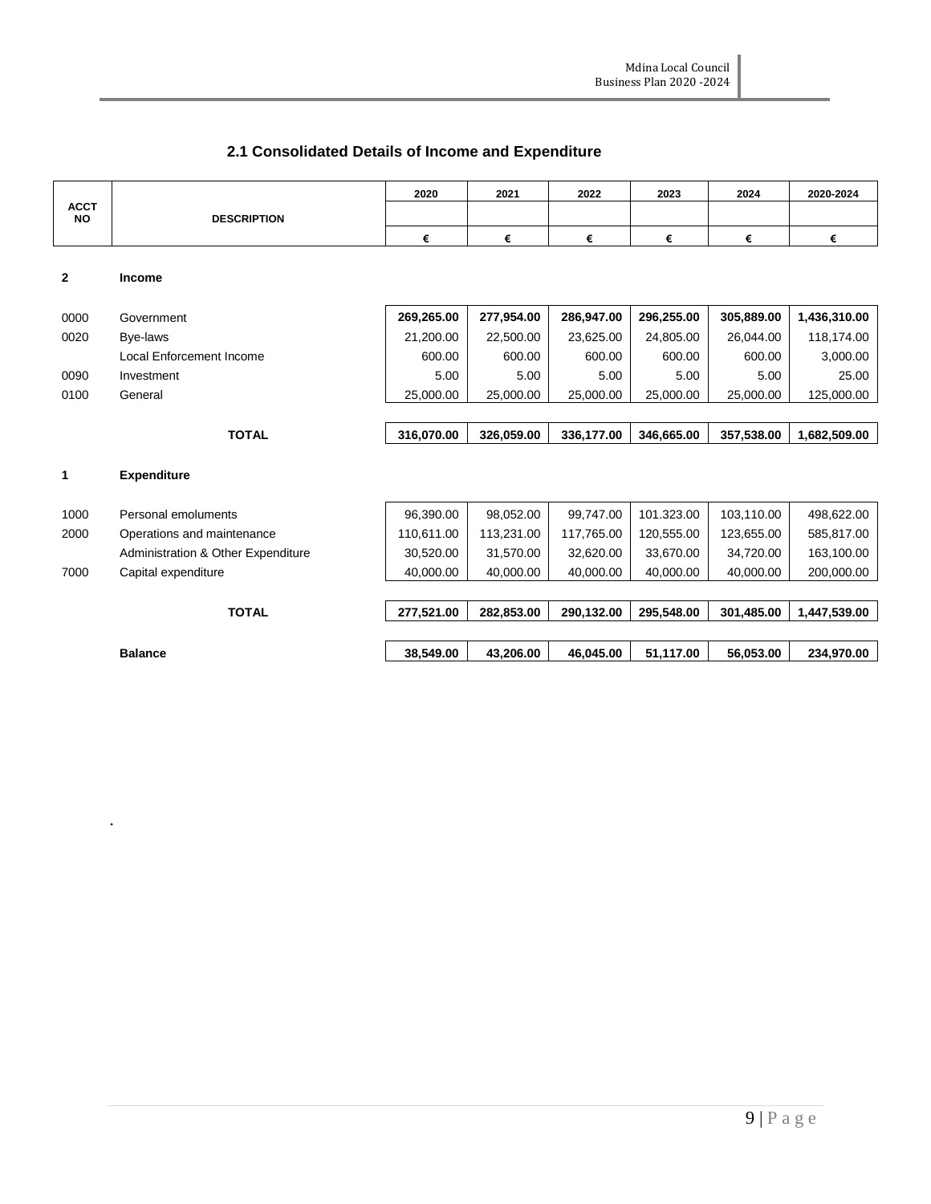## 2.1 Consolidated Details of Income and Expenditure

| ACCT NO | DESCRIPTION | 2020 | 2021 | 2022 | 2023 | 2024 | 2020-2024 |
|---|---|---|---|---|---|---|---|
| | | € | € | € | € | € | € |
| **2** | **Income** | | | | | | |
| 0000 | Government | **269,265.00** | **277,954.00** | **286,947.00** | **296,255.00** | **305,889.00** | **1,436,310.00** |
| 0020 | Bye-laws | 21,200.00 | 22,500.00 | 23,625.00 | 24,805.00 | 26,044.00 | 118,174.00 |
| | Local Enforcement Income | 600.00 | 600.00 | 600.00 | 600.00 | 600.00 | 3,000.00 |
| 0090 | Investment | 5.00 | 5.00 | 5.00 | 5.00 | 5.00 | 25.00 |
| 0100 | General | 25,000.00 | 25,000.00 | 25,000.00 | 25,000.00 | 25,000.00 | 125,000.00 |
| | **TOTAL** | **316,070.00** | **326,059.00** | **336,177.00** | **346,665.00** | **357,538.00** | **1,682,509.00** |
| **1** | **Expenditure** | | | | | | |
| 1000 | Personal emoluments | 96,390.00 | 98,052.00 | 99,747.00 | 101.323.00 | 103,110.00 | 498,622.00 |
| 2000 | Operations and maintenance | 110,611.00 | 113,231.00 | 117,765.00 | 120,555.00 | 123,655.00 | 585,817.00 |
| | Administration & Other Expenditure | 30,520.00 | 31,570.00 | 32,620.00 | 33,670.00 | 34,720.00 | 163,100.00 |
| 7000 | Capital expenditure | 40,000.00 | 40,000.00 | 40,000.00 | 40,000.00 | 40,000.00 | 200,000.00 |
| | **TOTAL** | **277,521.00** | **282,853.00** | **290,132.00** | **295,548.00** | **301,485.00** | **1,447,539.00** |
| | **Balance** | **38,549.00** | **43,206.00** | **46,045.00** | **51,117.00** | **56,053.00** | **234,970.00** |

.